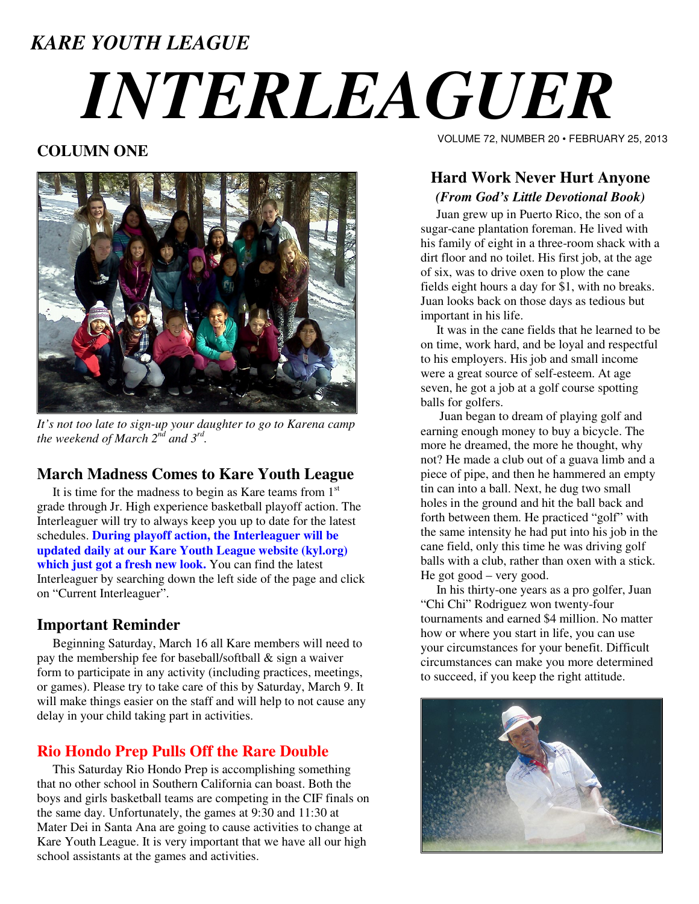*KARE YOUTH LEAGUE*

# *INTERLEAGUER*

VOLUME 72, NUMBER 20 • FEBRUARY 25, 2013

## COLUMN ONE

*It's not too late to sign-up your daughter to go to Karena camp the weekend of March 2nd and 3rd.*

### March Madness Comes to Kare Youth League

It is time for the madness to begin as Kare teams from 1st grade through Jr. High experience basketball playoff action. The Interleaguer will try to always keep you up to date for the latest schedules. **During playoff action, the Interleaguer will be updated daily at our Kare Youth League website (kyl.org) which just got a fresh new look.** You can find the latest Interleaguer by searching down the left side of the page and click on "Current Interleaguer".

### Important Reminder

Beginning Saturday, March 16 all Kare members will need to pay the membership fee for baseball/softball & sign a waiver form to participate in any activity (including practices, meetings, or games). Please try to take care of this by Saturday, March 9. It will make things easier on the staff and will help to not cause any delay in your child taking part in activities.

### Rio Hondo Prep Pulls Off the Rare Double

This Saturday Rio Hondo Prep is accomplishing something that no other school in Southern California can boast. Both the boys and girls basketball teams are competing in the CIF finals on the same day. Unfortunately, the games at 9:30 and 11:30 at Mater Dei in Santa Ana are going to cause activities to change at Kare Youth League. It is very important that we have all our high school assistants at the games and activities.

### Hard Work Never Hurt Anyone

***(From God's Little Devotional Book)***

Juan grew up in Puerto Rico, the son of a sugar-cane plantation foreman. He lived with his family of eight in a three-room shack with a dirt floor and no toilet. His first job, at the age of six, was to drive oxen to plow the cane fields eight hours a day for $1, with no breaks. Juan looks back on those days as tedious but important in his life.

It was in the cane fields that he learned to be on time, work hard, and be loyal and respectful to his employers. His job and small income were a great source of self-esteem. At age seven, he got a job at a golf course spotting balls for golfers.

Juan began to dream of playing golf and earning enough money to buy a bicycle. The more he dreamed, the more he thought, why not? He made a club out of a guava limb and a piece of pipe, and then he hammered an empty tin can into a ball. Next, he dug two small holes in the ground and hit the ball back and forth between them. He practiced "golf" with the same intensity he had put into his job in the cane field, only this time he was driving golf balls with a club, rather than oxen with a stick. He got good – very good.

In his thirty-one years as a pro golfer, Juan "Chi Chi" Rodriguez won twenty-four tournaments and earned $4 million. No matter how or where you start in life, you can use your circumstances for your benefit. Difficult circumstances can make you more determined to succeed, if you keep the right attitude.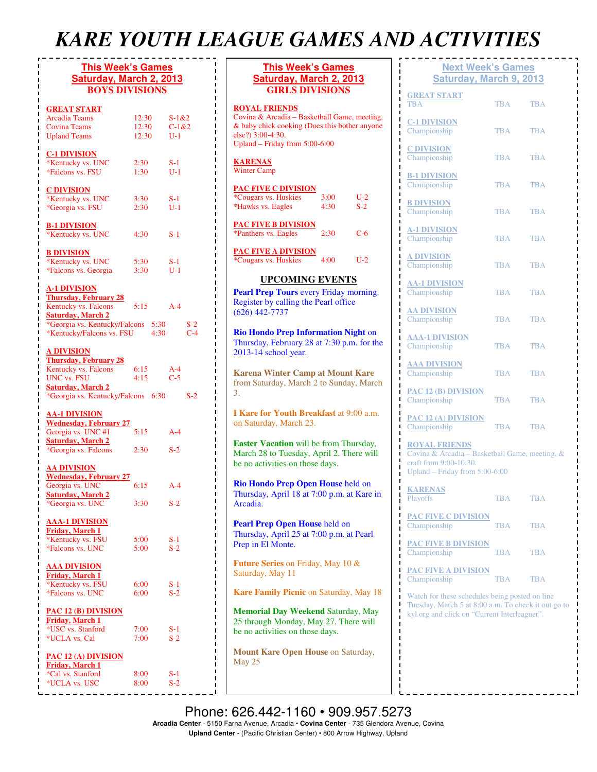# KARE YOUTH LEAGUE GAMES AND ACTIVITIES

## This Week's Games
## Saturday, March 2, 2013
### BOYS DIVISIONS

**GREAT START**

| | | |
|---|---|---|
| Arcadia Teams | 12:30 | S-1&2 |
| Covina Teams | 12:30 | C-1&2 |
| Upland Teams | 12:30 | U-1 |

**C-1 DIVISION**

| | | |
|---|---|---|
| *Kentucky vs. UNC | 2:30 | S-1 |
| *Falcons vs. FSU | 1:30 | U-1 |

**C DIVISION**

| | | |
|---|---|---|
| *Kentucky vs. UNC | 3:30 | S-1 |
| *Georgia vs. FSU | 2:30 | U-1 |

**B-1 DIVISION**

| | | |
|---|---|---|
| *Kentucky vs. UNC | 4:30 | S-1 |

**B DIVISION**

| | | |
|---|---|---|
| *Kentucky vs. UNC | 5:30 | S-1 |
| *Falcons vs. Georgia | 3:30 | U-1 |

**A-1 DIVISION**

**Thursday, February 28**

| | | |
|---|---|---|
| Kentucky vs. Falcons | 5:15 | A-4 |

**Saturday, March 2**

| | | |
|---|---|---|
| *Georgia vs. Kentucky/Falcons | 5:30 | S-2 |
| *Kentucky/Falcons vs. FSU | 4:30 | C-4 |

**A DIVISION**

**Thursday, February 28**

| | | |
|---|---|---|
| Kentucky vs. Falcons | 6:15 | A-4 |
| UNC vs. FSU | 4:15 | C-5 |

**Saturday, March 2**

| | | |
|---|---|---|
| *Georgia vs. Kentucky/Falcons | 6:30 | S-2 |

**AA-1 DIVISION**

**Wednesday, February 27**

| | | |
|---|---|---|
| Georgia vs. UNC #1 | 5:15 | A-4 |

**Saturday, March 2**

| | | |
|---|---|---|
| *Georgia vs. Falcons | 2:30 | S-2 |

**AA DIVISION**

**Wednesday, February 27**

| | | |
|---|---|---|
| Georgia vs. UNC | 6:15 | A-4 |

**Saturday, March 2**

| | | |
|---|---|---|
| *Georgia vs. UNC | 3:30 | S-2 |

**AAA-1 DIVISION**

**Friday, March 1**

| | | |
|---|---|---|
| *Kentucky vs. FSU | 5:00 | S-1 |
| *Falcons vs. UNC | 5:00 | S-2 |

**AAA DIVISION**

**Friday, March 1**

| | | |
|---|---|---|
| *Kentucky vs. FSU | 6:00 | S-1 |
| *Falcons vs. UNC | 6:00 | S-2 |

**PAC 12 (B) DIVISION**

**Friday, March 1**

| | | |
|---|---|---|
| *USC vs. Stanford | 7:00 | S-1 |
| *UCLA vs. Cal | 7:00 | S-2 |

**PAC 12 (A) DIVISION**

**Friday, March 1**

| | | |
|---|---|---|
| *Cal vs. Stanford | 8:00 | S-1 |
| *UCLA vs. USC | 8:00 | S-2 |

## This Week's Games
## Saturday, March 2, 2013
### GIRLS DIVISIONS

**ROYAL FRIENDS**

Covina & Arcadia – Basketball Game, meeting, & baby chick cooking (Does this bother anyone else?) 3:00-4:30.
Upland – Friday from 5:00-6:00

**KARENAS**

Winter Camp

**PAC FIVE C DIVISION**

| | | |
|---|---|---|
| *Cougars vs. Huskies | 3:00 | U-2 |
| *Hawks vs. Eagles | 4:30 | S-2 |

**PAC FIVE B DIVISION**

| | | |
|---|---|---|
| *Panthers vs. Eagles | 2:30 | C-6 |

**PAC FIVE A DIVISION**

| | | |
|---|---|---|
| *Cougars vs. Huskies | 4:00 | U-2 |

### UPCOMING EVENTS

**Pearl Prep Tours** every Friday morning. Register by calling the Pearl office (626) 442-7737

**Rio Hondo Prep Information Night** on Thursday, February 28 at 7:30 p.m. for the 2013-14 school year.

**Karena Winter Camp at Mount Kare** from Saturday, March 2 to Sunday, March 3.

**I Kare for Youth Breakfast** at 9:00 a.m. on Saturday, March 23.

**Easter Vacation** will be from Thursday, March 28 to Tuesday, April 2. There will be no activities on those days.

**Rio Hondo Prep Open House** held on Thursday, April 18 at 7:00 p.m. at Kare in Arcadia.

**Pearl Prep Open House** held on Thursday, April 25 at 7:00 p.m. at Pearl Prep in El Monte.

**Future Series** on Friday, May 10 & Saturday, May 11

**Kare Family Picnic** on Saturday, May 18

**Memorial Day Weekend** Saturday, May 25 through Monday, May 27. There will be no activities on those days.

**Mount Kare Open House** on Saturday, May 25

## Next Week's Games
## Saturday, March 9, 2013

| | | |
|---|---|---|
| **GREAT START** | | |
| TBA | TBA | TBA |
| **C-1 DIVISION** | | |
| Championship | TBA | TBA |
| **C DIVISION** | | |
| Championship | TBA | TBA |
| **B-1 DIVISION** | | |
| Championship | TBA | TBA |
| **B DIVISION** | | |
| Championship | TBA | TBA |
| **A-1 DIVISION** | | |
| Championship | TBA | TBA |
| **A DIVISION** | | |
| Championship | TBA | TBA |
| **AA-1 DIVISION** | | |
| Championship | TBA | TBA |
| **AA DIVISION** | | |
| Championship | TBA | TBA |
| **AAA-1 DIVISION** | | |
| Championship | TBA | TBA |
| **AAA DIVISION** | | |
| Championship | TBA | TBA |
| **PAC 12 (B) DIVISION** | | |
| Championship | TBA | TBA |
| **PAC 12 (A) DIVISION** | | |
| Championship | TBA | TBA |

**ROYAL FRIENDS**

Covina & Arcadia – Basketball Game, meeting, & craft from 9:00-10:30.
Upland – Friday from 5:00-6:00

| | | |
|---|---|---|
| **KARENAS** | | |
| Playoffs | TBA | TBA |
| **PAC FIVE C DIVISION** | | |
| Championship | TBA | TBA |
| **PAC FIVE B DIVISION** | | |
| Championship | TBA | TBA |
| **PAC FIVE A DIVISION** | | |
| Championship | TBA | TBA |

Watch for these schedules being posted on line Tuesday, March 5 at 8:00 a.m. To check it out go to kyl.org and click on "Current Interleaguer".

Phone: 626.442-1160 • 909.957.5273

**Arcadia Center** - 5150 Farna Avenue, Arcadia • **Covina Center** - 735 Glendora Avenue, Covina
**Upland Center** - (Pacific Christian Center) • 800 Arrow Highway, Upland